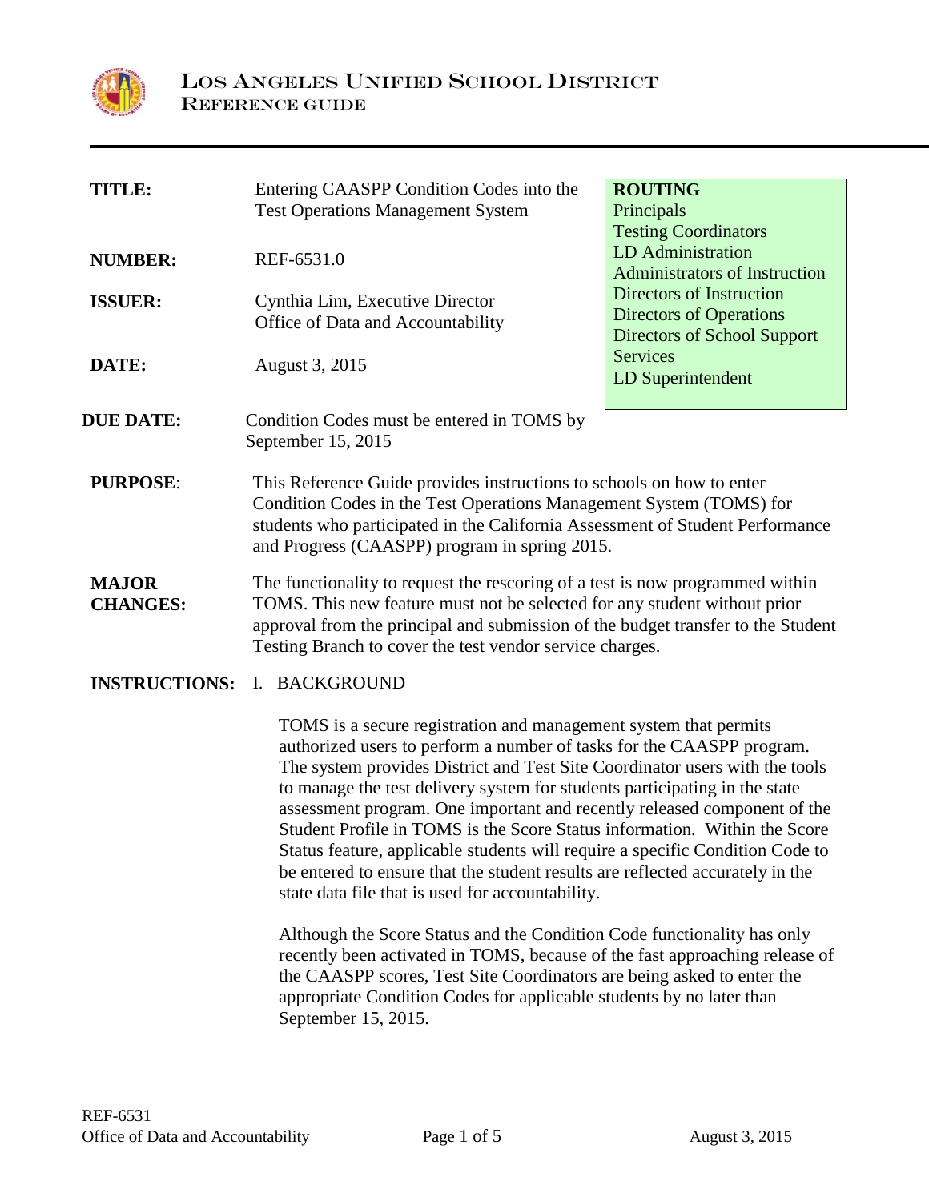# LOS ANGELES UNIFIED SCHOOL DISTRICT
## REFERENCE GUIDE

| | | |
|---|---|---|
| **TITLE:** | Entering CAASPP Condition Codes into the Test Operations Management System | **ROUTING**<br>Principals<br>Testing Coordinators<br>LD Administration<br>Administrators of Instruction<br>Directors of Instruction<br>Directors of Operations<br>Directors of School Support Services<br>LD Superintendent |
| **NUMBER:** | REF-6531.0 | |
| **ISSUER:** | Cynthia Lim, Executive Director<br>Office of Data and Accountability | |
| **DATE:** | August 3, 2015 | |

**DUE DATE:** Condition Codes must be entered in TOMS by September 15, 2015

**PURPOSE**: This Reference Guide provides instructions to schools on how to enter Condition Codes in the Test Operations Management System (TOMS) for students who participated in the California Assessment of Student Performance and Progress (CAASPP) program in spring 2015.

**MAJOR CHANGES:** The functionality to request the rescoring of a test is now programmed within TOMS. This new feature must not be selected for any student without prior approval from the principal and submission of the budget transfer to the Student Testing Branch to cover the test vendor service charges.

**INSTRUCTIONS:** I. BACKGROUND

TOMS is a secure registration and management system that permits authorized users to perform a number of tasks for the CAASPP program. The system provides District and Test Site Coordinator users with the tools to manage the test delivery system for students participating in the state assessment program. One important and recently released component of the Student Profile in TOMS is the Score Status information. Within the Score Status feature, applicable students will require a specific Condition Code to be entered to ensure that the student results are reflected accurately in the state data file that is used for accountability.

Although the Score Status and the Condition Code functionality has only recently been activated in TOMS, because of the fast approaching release of the CAASPP scores, Test Site Coordinators are being asked to enter the appropriate Condition Codes for applicable students by no later than September 15, 2015.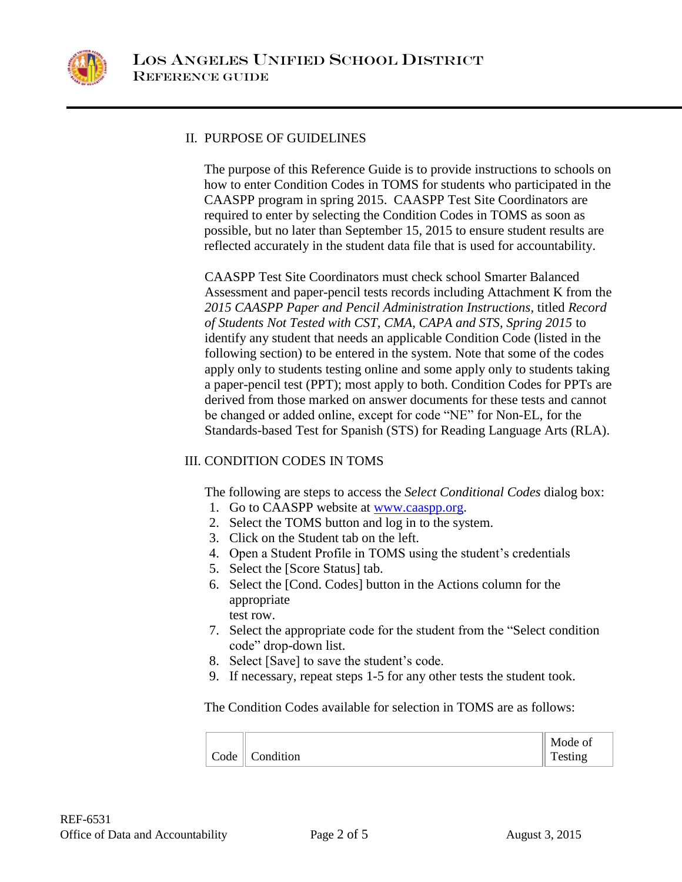## II. PURPOSE OF GUIDELINES

The purpose of this Reference Guide is to provide instructions to schools on how to enter Condition Codes in TOMS for students who participated in the CAASPP program in spring 2015. CAASPP Test Site Coordinators are required to enter by selecting the Condition Codes in TOMS as soon as possible, but no later than September 15, 2015 to ensure student results are reflected accurately in the student data file that is used for accountability.

CAASPP Test Site Coordinators must check school Smarter Balanced Assessment and paper-pencil tests records including Attachment K from the *2015 CAASPP Paper and Pencil Administration Instructions*, titled *Record of Students Not Tested with CST, CMA, CAPA and STS, Spring 2015* to identify any student that needs an applicable Condition Code (listed in the following section) to be entered in the system. Note that some of the codes apply only to students testing online and some apply only to students taking a paper-pencil test (PPT); most apply to both. Condition Codes for PPTs are derived from those marked on answer documents for these tests and cannot be changed or added online, except for code "NE" for Non-EL, for the Standards-based Test for Spanish (STS) for Reading Language Arts (RLA).

## III. CONDITION CODES IN TOMS

The following are steps to access the *Select Conditional Codes* dialog box:

1. Go to CAASPP website at www.caaspp.org.
2. Select the TOMS button and log in to the system.
3. Click on the Student tab on the left.
4. Open a Student Profile in TOMS using the student's credentials
5. Select the [Score Status] tab.
6. Select the [Cond. Codes] button in the Actions column for the appropriate test row.
7. Select the appropriate code for the student from the "Select condition code" drop-down list.
8. Select [Save] to save the student's code.
9. If necessary, repeat steps 1-5 for any other tests the student took.

The Condition Codes available for selection in TOMS are as follows:

| Code | Condition | Mode of Testing |
|---|---|---|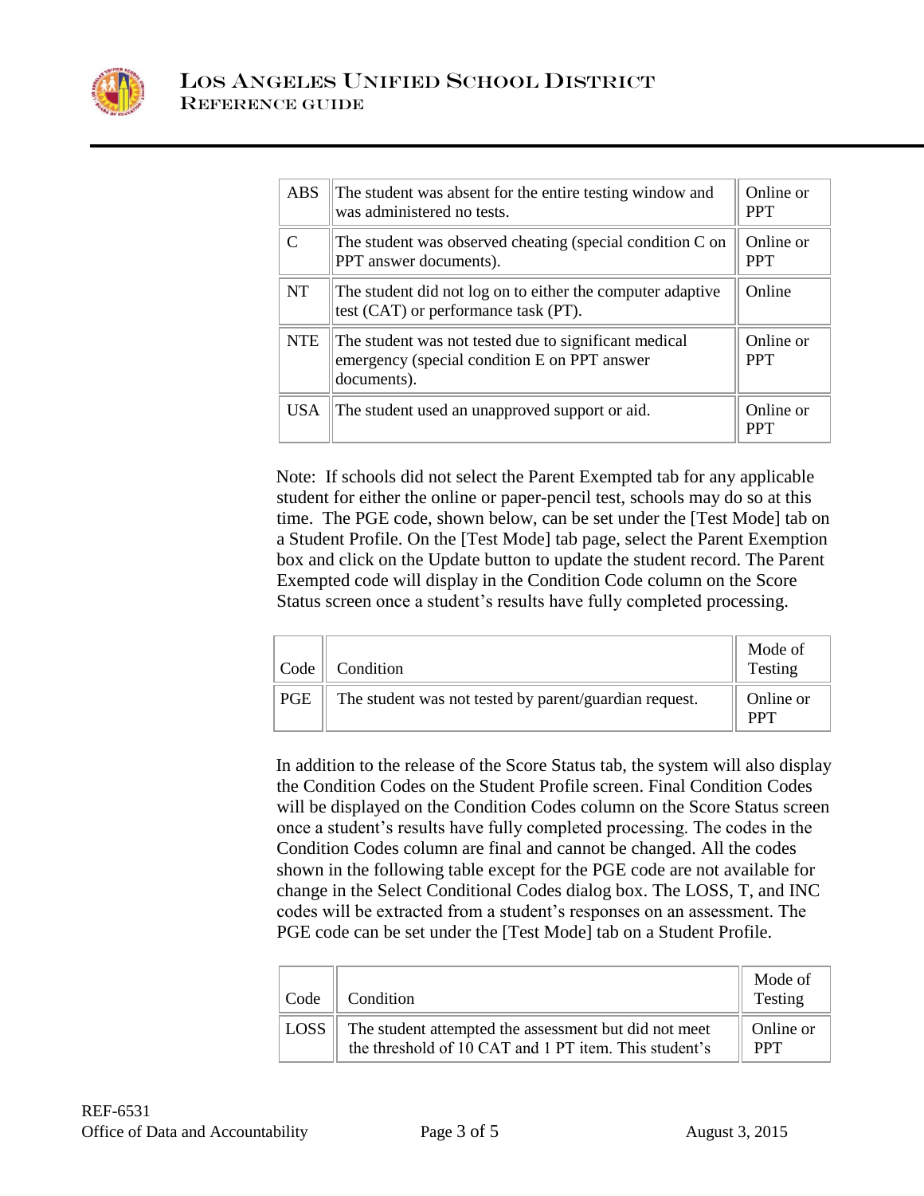| ABS | The student was absent for the entire testing window and was administered no tests. | Online or PPT |
|---|---|---|
| C | The student was observed cheating (special condition C on PPT answer documents). | Online or PPT |
| NT | The student did not log on to either the computer adaptive test (CAT) or performance task (PT). | Online |
| NTE | The student was not tested due to significant medical emergency (special condition E on PPT answer documents). | Online or PPT |
| USA | The student used an unapproved support or aid. | Online or PPT |

Note: If schools did not select the Parent Exempted tab for any applicable student for either the online or paper-pencil test, schools may do so at this time. The PGE code, shown below, can be set under the [Test Mode] tab on a Student Profile. On the [Test Mode] tab page, select the Parent Exemption box and click on the Update button to update the student record. The Parent Exempted code will display in the Condition Code column on the Score Status screen once a student's results have fully completed processing.

| Code | Condition | Mode of Testing |
|---|---|---|
| PGE | The student was not tested by parent/guardian request. | Online or PPT |

In addition to the release of the Score Status tab, the system will also display the Condition Codes on the Student Profile screen. Final Condition Codes will be displayed on the Condition Codes column on the Score Status screen once a student's results have fully completed processing. The codes in the Condition Codes column are final and cannot be changed. All the codes shown in the following table except for the PGE code are not available for change in the Select Conditional Codes dialog box. The LOSS, T, and INC codes will be extracted from a student's responses on an assessment. The PGE code can be set under the [Test Mode] tab on a Student Profile.

| Code | Condition | Mode of Testing |
|---|---|---|
| LOSS | The student attempted the assessment but did not meet the threshold of 10 CAT and 1 PT item. This student's | Online or PPT |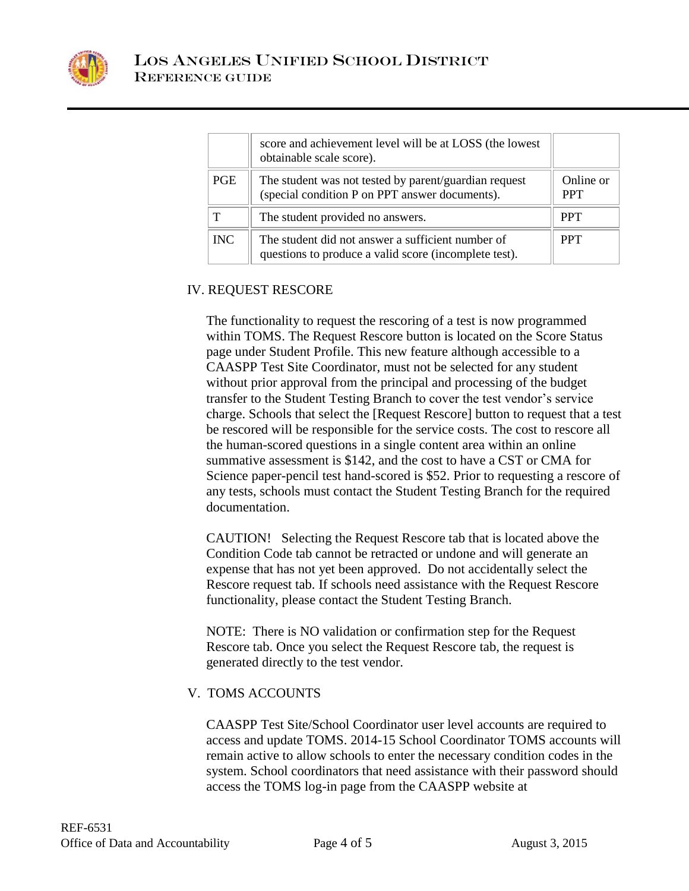|  | score and achievement level will be at LOSS (the lowest obtainable scale score). |  |
|---|---|---|
| PGE | The student was not tested by parent/guardian request (special condition P on PPT answer documents). | Online or PPT |
| T | The student provided no answers. | PPT |
| INC | The student did not answer a sufficient number of questions to produce a valid score (incomplete test). | PPT |

## IV. REQUEST RESCORE

The functionality to request the rescoring of a test is now programmed within TOMS. The Request Rescore button is located on the Score Status page under Student Profile. This new feature although accessible to a CAASPP Test Site Coordinator, must not be selected for any student without prior approval from the principal and processing of the budget transfer to the Student Testing Branch to cover the test vendor's service charge. Schools that select the [Request Rescore] button to request that a test be rescored will be responsible for the service costs. The cost to rescore all the human-scored questions in a single content area within an online summative assessment is $142, and the cost to have a CST or CMA for Science paper-pencil test hand-scored is $52. Prior to requesting a rescore of any tests, schools must contact the Student Testing Branch for the required documentation.

CAUTION! Selecting the Request Rescore tab that is located above the Condition Code tab cannot be retracted or undone and will generate an expense that has not yet been approved. Do not accidentally select the Rescore request tab. If schools need assistance with the Request Rescore functionality, please contact the Student Testing Branch.

NOTE: There is NO validation or confirmation step for the Request Rescore tab. Once you select the Request Rescore tab, the request is generated directly to the test vendor.

## V. TOMS ACCOUNTS

CAASPP Test Site/School Coordinator user level accounts are required to access and update TOMS. 2014-15 School Coordinator TOMS accounts will remain active to allow schools to enter the necessary condition codes in the system. School coordinators that need assistance with their password should access the TOMS log-in page from the CAASPP website at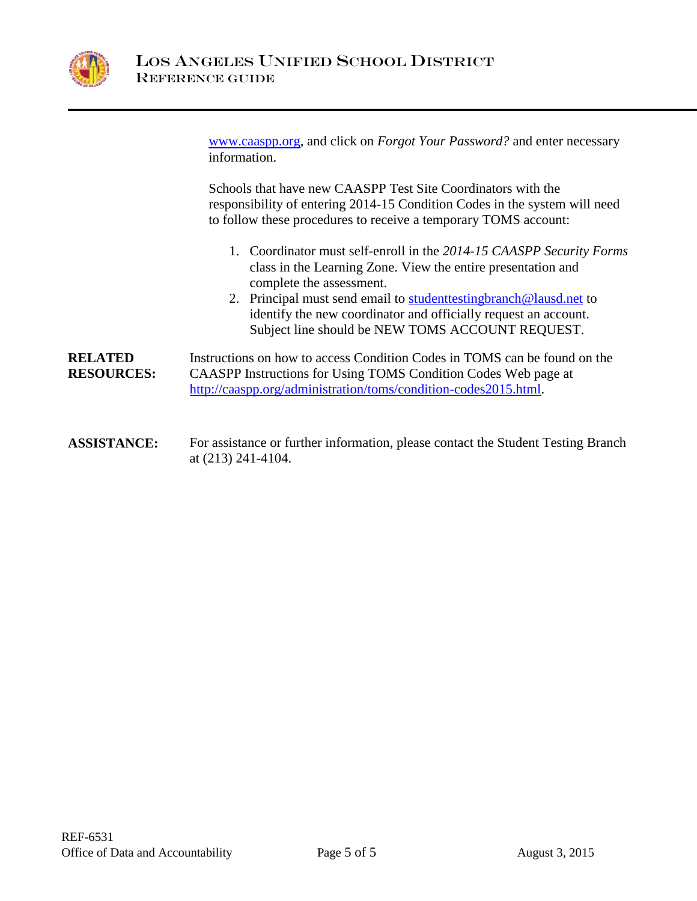www.caaspp.org, and click on *Forgot Your Password?* and enter necessary information.

Schools that have new CAASPP Test Site Coordinators with the responsibility of entering 2014-15 Condition Codes in the system will need to follow these procedures to receive a temporary TOMS account:

1. Coordinator must self-enroll in the *2014-15 CAASPP Security Forms* class in the Learning Zone. View the entire presentation and complete the assessment.
2. Principal must send email to studenttestingbranch@lausd.net to identify the new coordinator and officially request an account. Subject line should be NEW TOMS ACCOUNT REQUEST.

**RELATED RESOURCES:** Instructions on how to access Condition Codes in TOMS can be found on the CAASPP Instructions for Using TOMS Condition Codes Web page at http://caaspp.org/administration/toms/condition-codes2015.html.

**ASSISTANCE:** For assistance or further information, please contact the Student Testing Branch at (213) 241-4104.